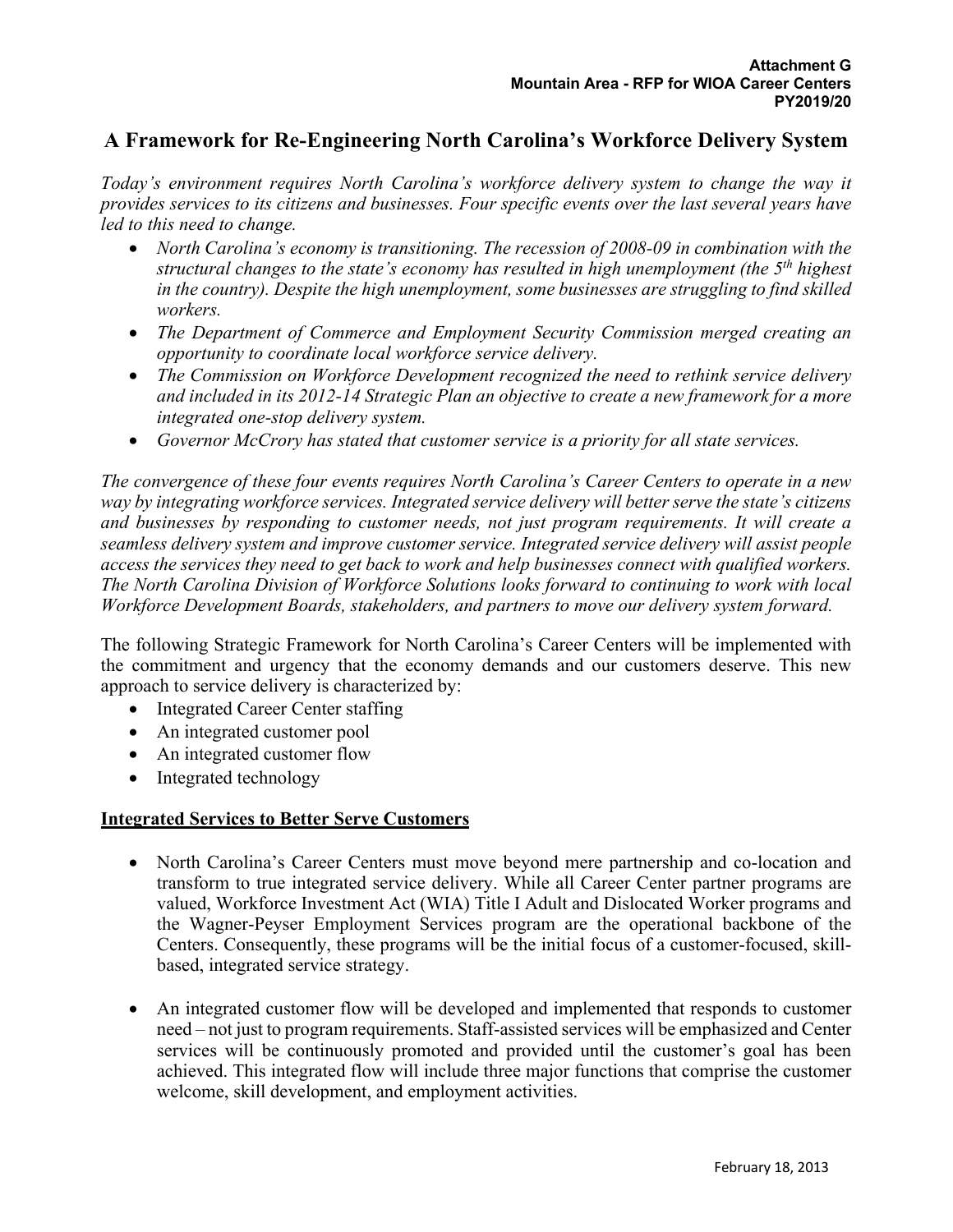**Attachment G**
**Mountain Area - RFP for WIOA Career Centers**
**PY2019/20**

# A Framework for Re-Engineering North Carolina's Workforce Delivery System

*Today's environment requires North Carolina's workforce delivery system to change the way it provides services to its citizens and businesses. Four specific events over the last several years have led to this need to change.*

- *North Carolina's economy is transitioning. The recession of 2008-09 in combination with the structural changes to the state's economy has resulted in high unemployment (the 5th highest in the country). Despite the high unemployment, some businesses are struggling to find skilled workers.*
- *The Department of Commerce and Employment Security Commission merged creating an opportunity to coordinate local workforce service delivery.*
- *The Commission on Workforce Development recognized the need to rethink service delivery and included in its 2012-14 Strategic Plan an objective to create a new framework for a more integrated one-stop delivery system.*
- *Governor McCrory has stated that customer service is a priority for all state services.*

*The convergence of these four events requires North Carolina's Career Centers to operate in a new way by integrating workforce services. Integrated service delivery will better serve the state's citizens and businesses by responding to customer needs, not just program requirements. It will create a seamless delivery system and improve customer service. Integrated service delivery will assist people access the services they need to get back to work and help businesses connect with qualified workers. The North Carolina Division of Workforce Solutions looks forward to continuing to work with local Workforce Development Boards, stakeholders, and partners to move our delivery system forward.*

The following Strategic Framework for North Carolina's Career Centers will be implemented with the commitment and urgency that the economy demands and our customers deserve. This new approach to service delivery is characterized by:

- Integrated Career Center staffing
- An integrated customer pool
- An integrated customer flow
- Integrated technology

## Integrated Services to Better Serve Customers

- North Carolina's Career Centers must move beyond mere partnership and co-location and transform to true integrated service delivery. While all Career Center partner programs are valued, Workforce Investment Act (WIA) Title I Adult and Dislocated Worker programs and the Wagner-Peyser Employment Services program are the operational backbone of the Centers. Consequently, these programs will be the initial focus of a customer-focused, skill-based, integrated service strategy.

- An integrated customer flow will be developed and implemented that responds to customer need – not just to program requirements. Staff-assisted services will be emphasized and Center services will be continuously promoted and provided until the customer's goal has been achieved. This integrated flow will include three major functions that comprise the customer welcome, skill development, and employment activities.

February 18, 2013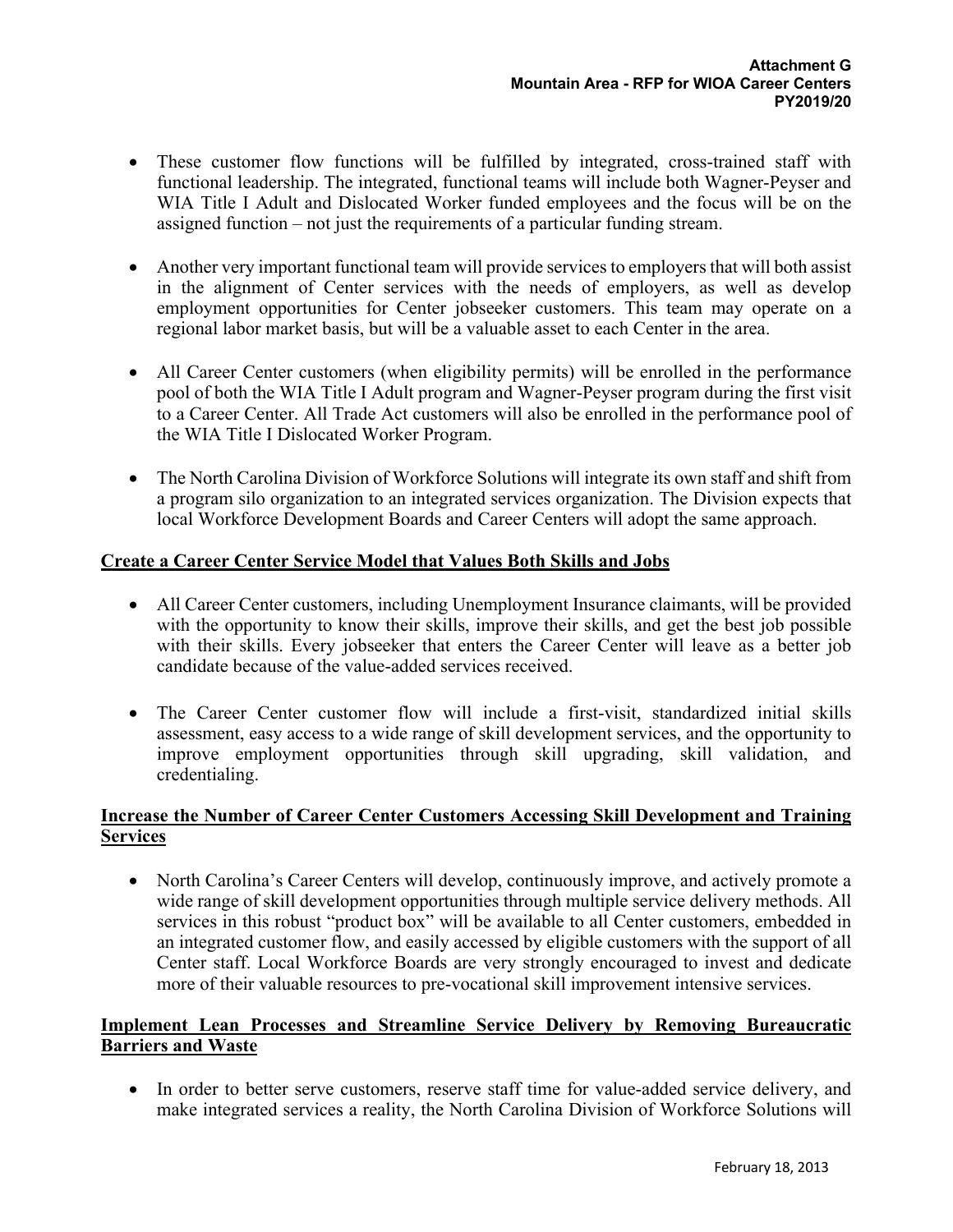- These customer flow functions will be fulfilled by integrated, cross-trained staff with functional leadership. The integrated, functional teams will include both Wagner-Peyser and WIA Title I Adult and Dislocated Worker funded employees and the focus will be on the assigned function – not just the requirements of a particular funding stream.

- Another very important functional team will provide services to employers that will both assist in the alignment of Center services with the needs of employers, as well as develop employment opportunities for Center jobseeker customers. This team may operate on a regional labor market basis, but will be a valuable asset to each Center in the area.

- All Career Center customers (when eligibility permits) will be enrolled in the performance pool of both the WIA Title I Adult program and Wagner-Peyser program during the first visit to a Career Center. All Trade Act customers will also be enrolled in the performance pool of the WIA Title I Dislocated Worker Program.

- The North Carolina Division of Workforce Solutions will integrate its own staff and shift from a program silo organization to an integrated services organization. The Division expects that local Workforce Development Boards and Career Centers will adopt the same approach.

**Create a Career Center Service Model that Values Both Skills and Jobs**

- All Career Center customers, including Unemployment Insurance claimants, will be provided with the opportunity to know their skills, improve their skills, and get the best job possible with their skills. Every jobseeker that enters the Career Center will leave as a better job candidate because of the value-added services received.

- The Career Center customer flow will include a first-visit, standardized initial skills assessment, easy access to a wide range of skill development services, and the opportunity to improve employment opportunities through skill upgrading, skill validation, and credentialing.

**Increase the Number of Career Center Customers Accessing Skill Development and Training Services**

- North Carolina's Career Centers will develop, continuously improve, and actively promote a wide range of skill development opportunities through multiple service delivery methods. All services in this robust "product box" will be available to all Center customers, embedded in an integrated customer flow, and easily accessed by eligible customers with the support of all Center staff. Local Workforce Boards are very strongly encouraged to invest and dedicate more of their valuable resources to pre-vocational skill improvement intensive services.

**Implement Lean Processes and Streamline Service Delivery by Removing Bureaucratic Barriers and Waste**

- In order to better serve customers, reserve staff time for value-added service delivery, and make integrated services a reality, the North Carolina Division of Workforce Solutions will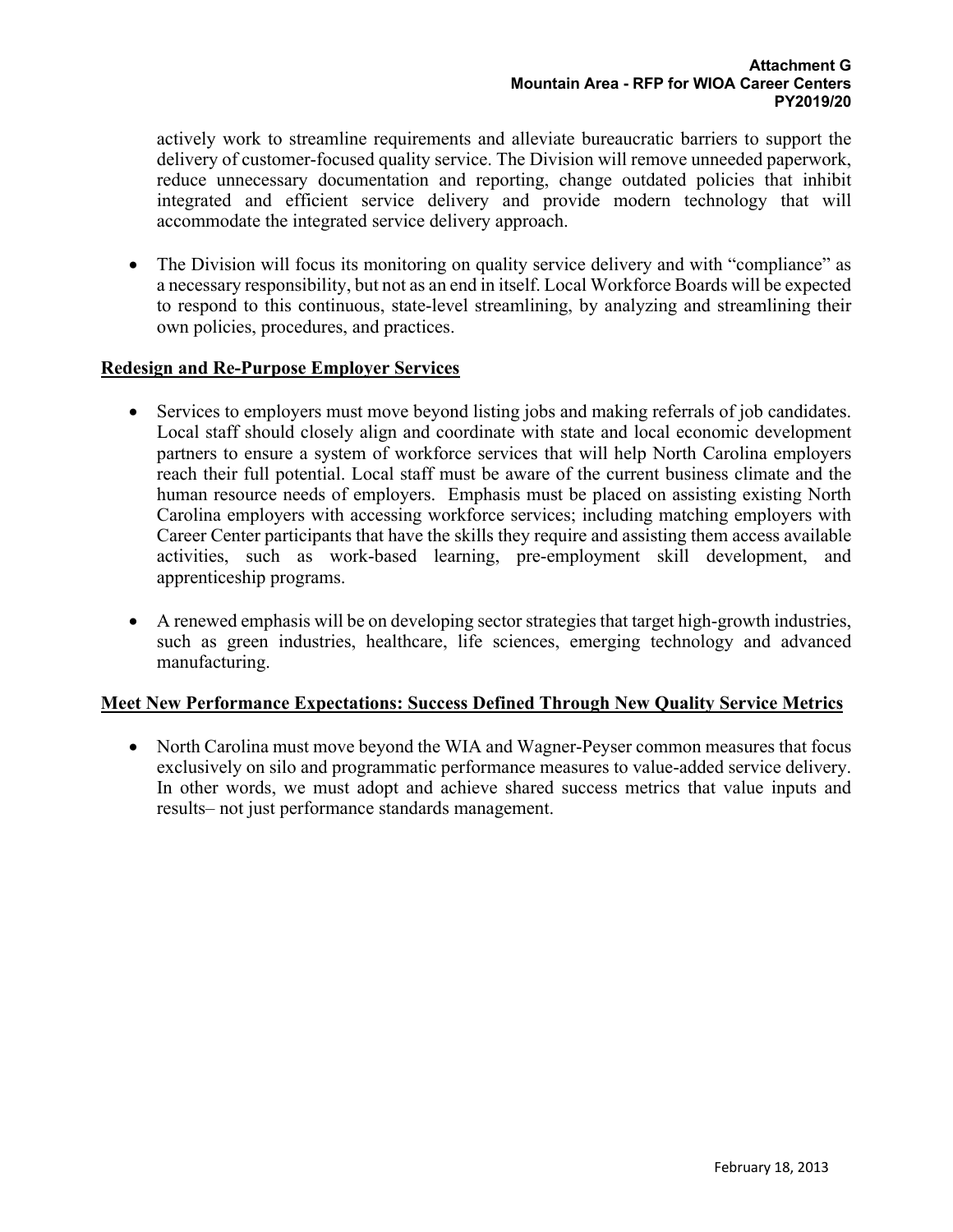actively work to streamline requirements and alleviate bureaucratic barriers to support the delivery of customer-focused quality service. The Division will remove unneeded paperwork, reduce unnecessary documentation and reporting, change outdated policies that inhibit integrated and efficient service delivery and provide modern technology that will accommodate the integrated service delivery approach.

- The Division will focus its monitoring on quality service delivery and with "compliance" as a necessary responsibility, but not as an end in itself. Local Workforce Boards will be expected to respond to this continuous, state-level streamlining, by analyzing and streamlining their own policies, procedures, and practices.

**Redesign and Re-Purpose Employer Services**

- Services to employers must move beyond listing jobs and making referrals of job candidates. Local staff should closely align and coordinate with state and local economic development partners to ensure a system of workforce services that will help North Carolina employers reach their full potential. Local staff must be aware of the current business climate and the human resource needs of employers. Emphasis must be placed on assisting existing North Carolina employers with accessing workforce services; including matching employers with Career Center participants that have the skills they require and assisting them access available activities, such as work-based learning, pre-employment skill development, and apprenticeship programs.

- A renewed emphasis will be on developing sector strategies that target high-growth industries, such as green industries, healthcare, life sciences, emerging technology and advanced manufacturing.

**Meet New Performance Expectations: Success Defined Through New Quality Service Metrics**

- North Carolina must move beyond the WIA and Wagner-Peyser common measures that focus exclusively on silo and programmatic performance measures to value-added service delivery. In other words, we must adopt and achieve shared success metrics that value inputs and results– not just performance standards management.